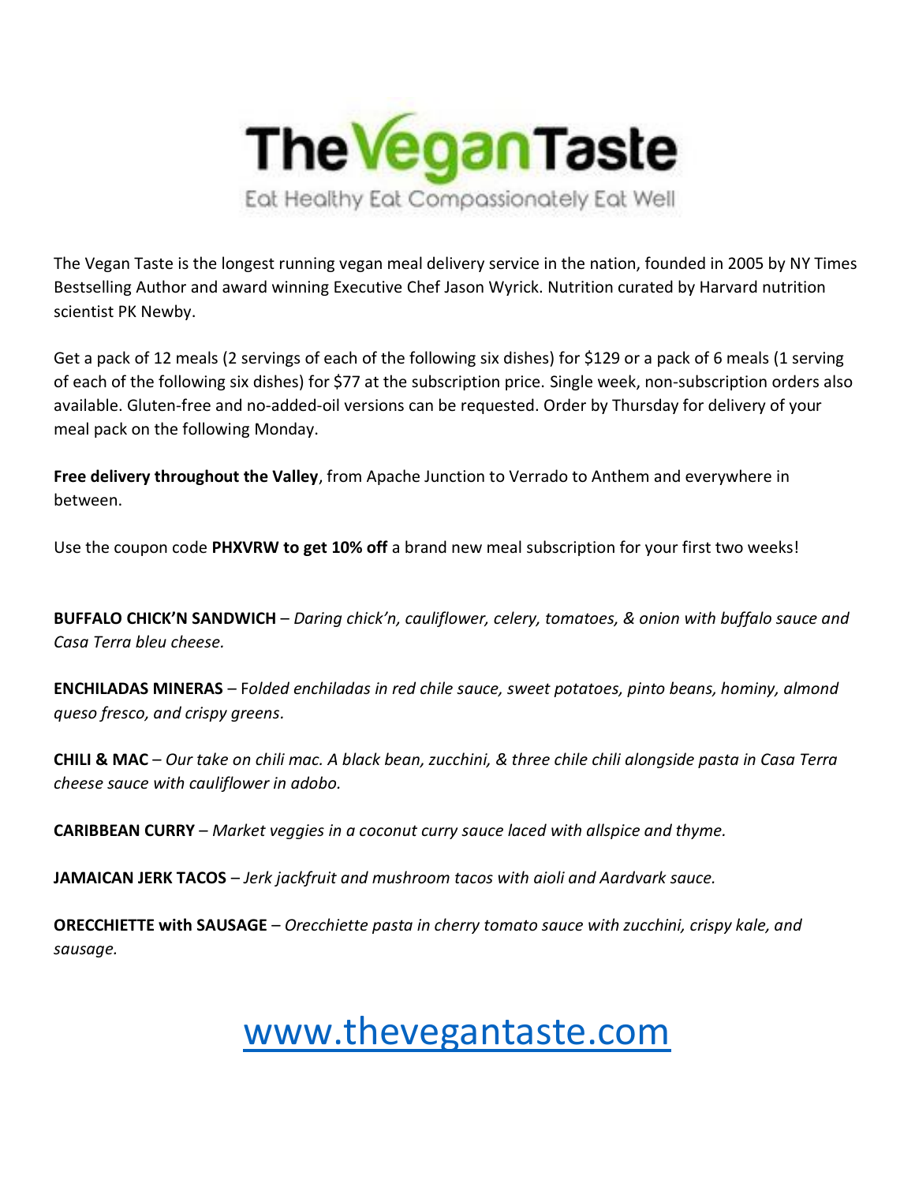# The Vegan Taste

Eat Healthy Eat Compassionately Eat Well

The Vegan Taste is the longest running vegan meal delivery service in the nation, founded in 2005 by NY Times Bestselling Author and award winning Executive Chef Jason Wyrick. Nutrition curated by Harvard nutrition scientist PK Newby.

Get a pack of 12 meals (2 servings of each of the following six dishes) for $129 or a pack of 6 meals (1 serving of each of the following six dishes) for $77 at the subscription price. Single week, non-subscription orders also available. Gluten-free and no-added-oil versions can be requested. Order by Thursday for delivery of your meal pack on the following Monday.

**Free delivery throughout the Valley**, from Apache Junction to Verrado to Anthem and everywhere in between.

Use the coupon code **PHXVRW to get 10% off** a brand new meal subscription for your first two weeks!

**BUFFALO CHICK'N SANDWICH** – *Daring chick'n, cauliflower, celery, tomatoes, & onion with buffalo sauce and Casa Terra bleu cheese.*

**ENCHILADAS MINERAS** – F*olded enchiladas in red chile sauce, sweet potatoes, pinto beans, hominy, almond queso fresco, and crispy greens.*

**CHILI & MAC** – *Our take on chili mac. A black bean, zucchini, & three chile chili alongside pasta in Casa Terra cheese sauce with cauliflower in adobo.*

**CARIBBEAN CURRY** – *Market veggies in a coconut curry sauce laced with allspice and thyme.*

**JAMAICAN JERK TACOS** – *Jerk jackfruit and mushroom tacos with aioli and Aardvark sauce.*

**ORECCHIETTE with SAUSAGE** – *Orecchiette pasta in cherry tomato sauce with zucchini, crispy kale, and sausage.*

www.thevegantaste.com